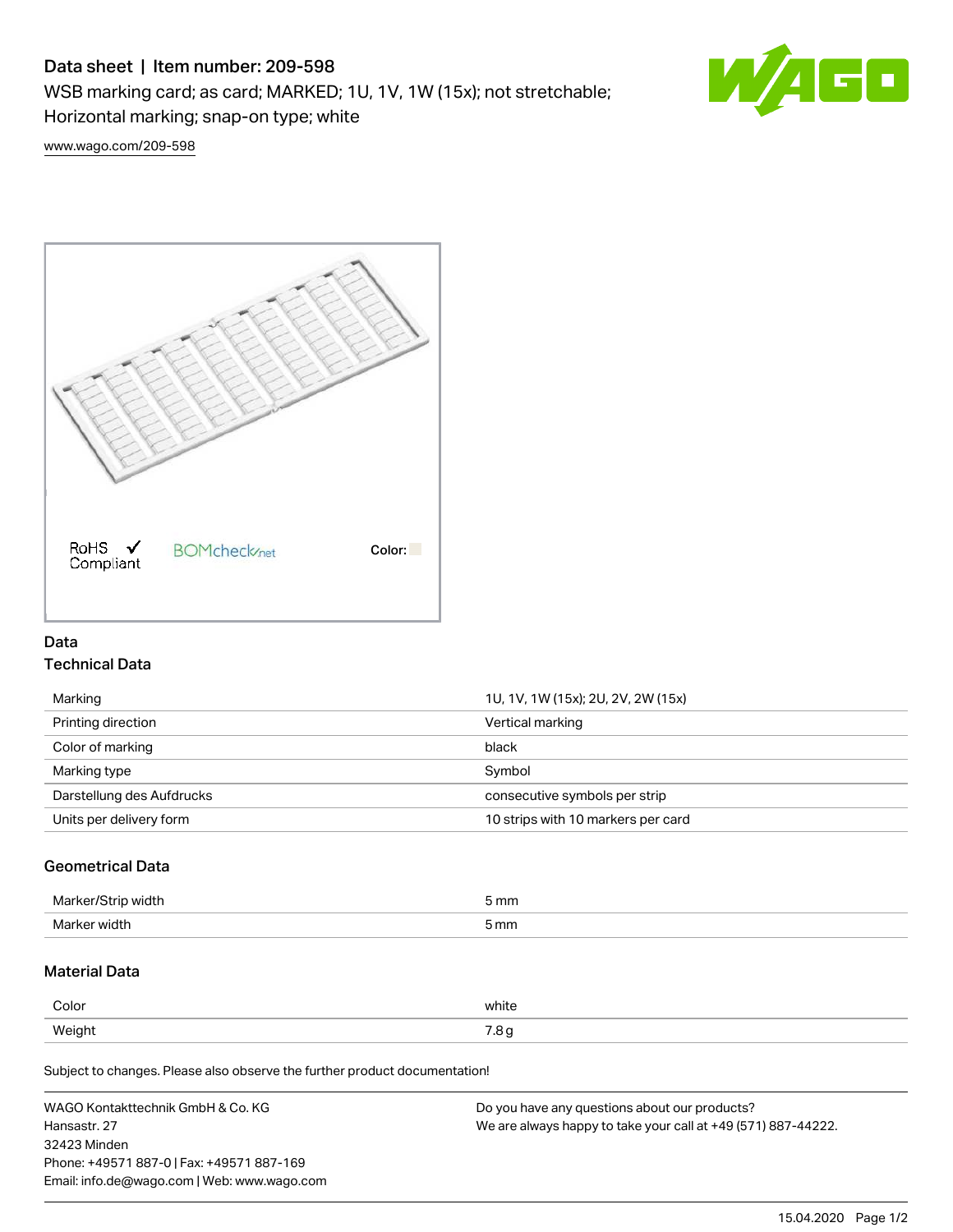# Data sheet | Item number: 209-598

WSB marking card; as card; MARKED; 1U, 1V, 1W (15x); not stretchable; Horizontal marking; snap-on type; white

www.wago.com/209-598

RoHS Compliant ✓ BOMcheck.net Color:

## Data

### Technical Data

| | |
|---|---|
| Marking | 1U, 1V, 1W (15x); 2U, 2V, 2W (15x) |
| Printing direction | Vertical marking |
| Color of marking | black |
| Marking type | Symbol |
| Darstellung des Aufdrucks | consecutive symbols per strip |
| Units per delivery form | 10 strips with 10 markers per card |

### Geometrical Data

| | |
|---|---|
| Marker/Strip width | 5 mm |
| Marker width | 5 mm |

### Material Data

| | |
|---|---|
| Color | white |
| Weight | 7.8 g |

Subject to changes. Please also observe the further product documentation!

WAGO Kontakttechnik GmbH & Co. KG
Hansastr. 27
32423 Minden
Phone: +49571 887-0 | Fax: +49571 887-169
Email: info.de@wago.com | Web: www.wago.com

Do you have any questions about our products?
We are always happy to take your call at +49 (571) 887-44222.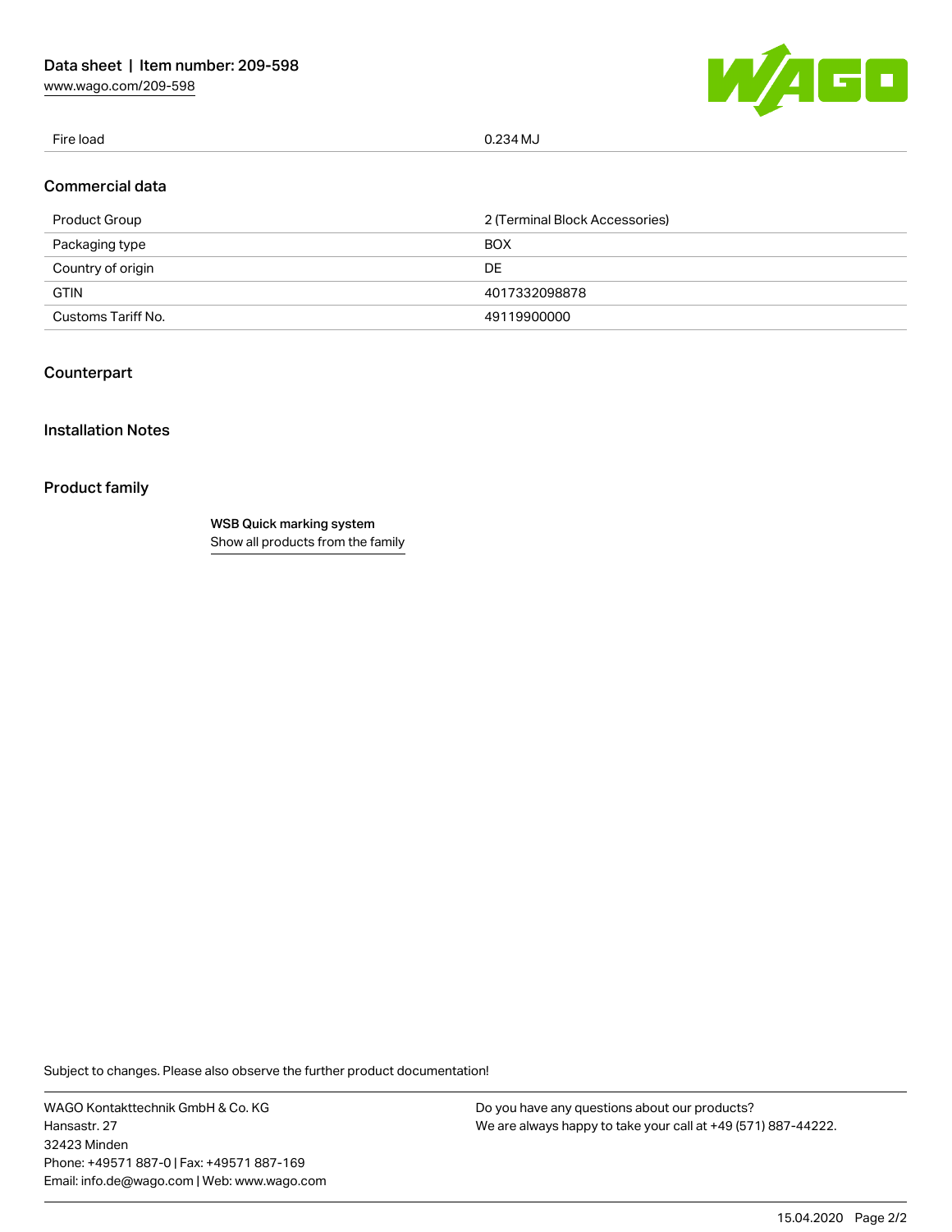| | |
|---|---|
| Fire load | 0.234 MJ |

## Commercial data

| | |
|---|---|
| Product Group | 2 (Terminal Block Accessories) |
| Packaging type | BOX |
| Country of origin | DE |
| GTIN | 4017332098878 |
| Customs Tariff No. | 49119900000 |

## Counterpart

## Installation Notes

## Product family

**WSB Quick marking system**
Show all products from the family

Subject to changes. Please also observe the further product documentation!

WAGO Kontakttechnik GmbH & Co. KG
Hansastr. 27
32423 Minden
Phone: +49571 887-0 | Fax: +49571 887-169
Email: info.de@wago.com | Web: www.wago.com

Do you have any questions about our products?
We are always happy to take your call at +49 (571) 887-44222.